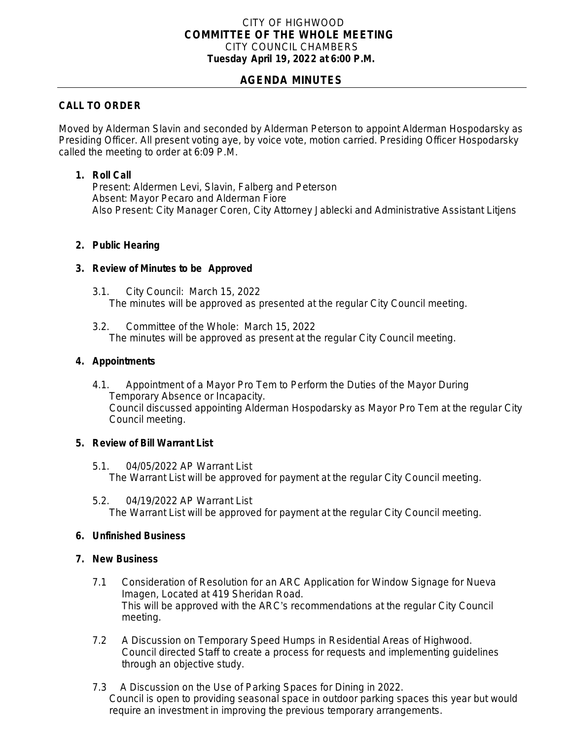CITY OF HIGHWOOD
**COMMITTEE OF THE WHOLE MEETING**
CITY COUNCIL CHAMBERS
**Tuesday April 19, 2022 at 6:00 P.M.**

## AGENDA MINUTES

**CALL TO ORDER**

Moved by Alderman Slavin and seconded by Alderman Peterson to appoint Alderman Hospodarsky as Presiding Officer. All present voting aye, by voice vote, motion carried. Presiding Officer Hospodarsky called the meeting to order at 6:09 P.M.

1. **Roll Call**
   Present: Aldermen Levi, Slavin, Falberg and Peterson
   Absent: Mayor Pecaro and Alderman Fiore
   Also Present: City Manager Coren, City Attorney Jablecki and Administrative Assistant Litjens

2. **Public Hearing**

3. **Review of Minutes to be Approved**

   3.1. City Council: March 15, 2022
   The minutes will be approved as presented at the regular City Council meeting.

   3.2. Committee of the Whole: March 15, 2022
   The minutes will be approved as present at the regular City Council meeting.

4. **Appointments**

   4.1. Appointment of a Mayor Pro Tem to Perform the Duties of the Mayor During Temporary Absence or Incapacity.
   Council discussed appointing Alderman Hospodarsky as Mayor Pro Tem at the regular City Council meeting.

5. **Review of Bill Warrant List**

   5.1. 04/05/2022 AP Warrant List
   The Warrant List will be approved for payment at the regular City Council meeting.

   5.2. 04/19/2022 AP Warrant List
   The Warrant List will be approved for payment at the regular City Council meeting.

6. **Unfinished Business**

7. **New Business**

   7.1 Consideration of Resolution for an ARC Application for Window Signage for Nueva Imagen, Located at 419 Sheridan Road.
   This will be approved with the ARC's recommendations at the regular City Council meeting.

   7.2 A Discussion on Temporary Speed Humps in Residential Areas of Highwood.
   Council directed Staff to create a process for requests and implementing guidelines through an objective study.

   7.3 A Discussion on the Use of Parking Spaces for Dining in 2022.
   Council is open to providing seasonal space in outdoor parking spaces this year but would require an investment in improving the previous temporary arrangements.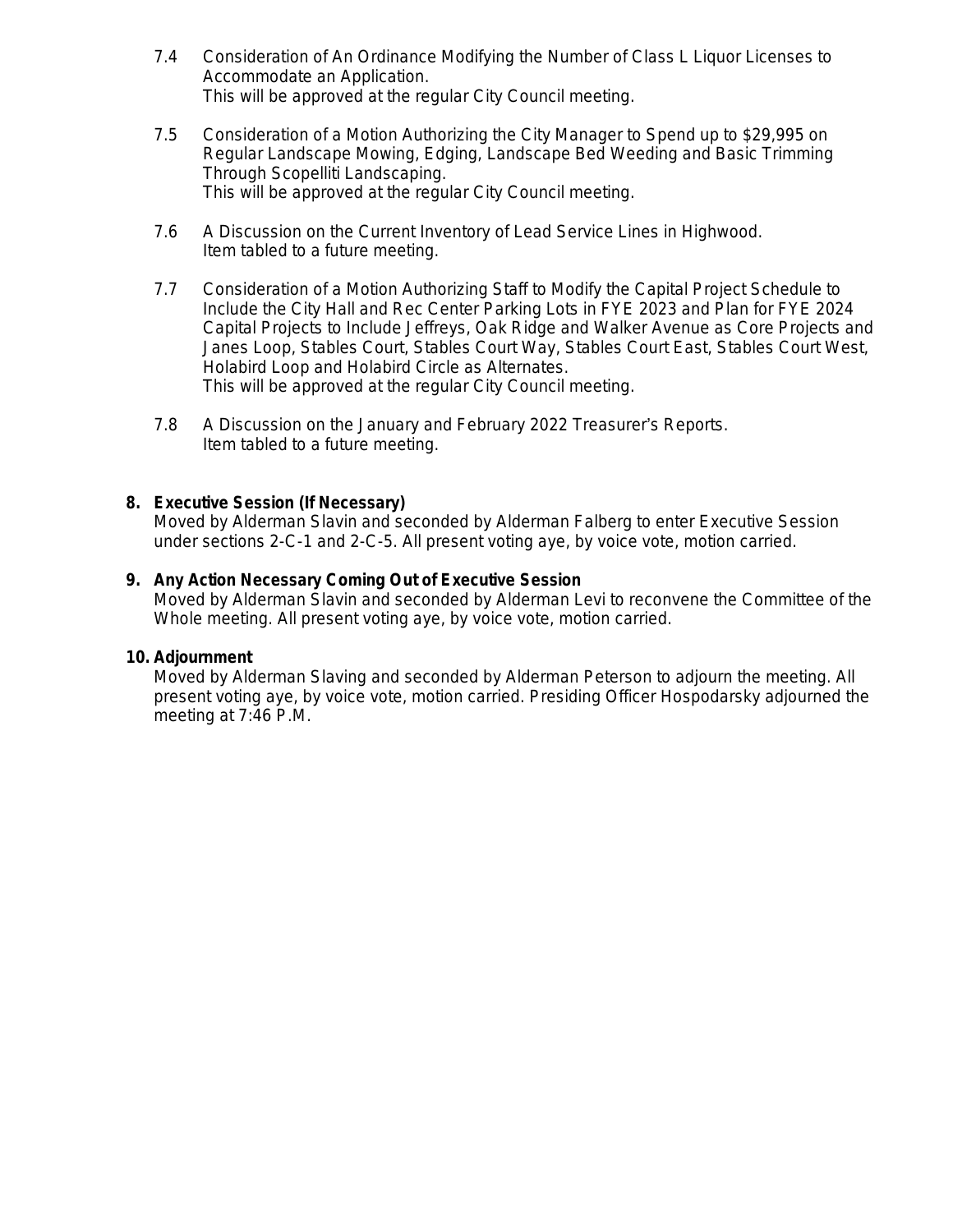7.4 Consideration of An Ordinance Modifying the Number of Class L Liquor Licenses to Accommodate an Application.
This will be approved at the regular City Council meeting.

7.5 Consideration of a Motion Authorizing the City Manager to Spend up to $29,995 on Regular Landscape Mowing, Edging, Landscape Bed Weeding and Basic Trimming Through Scopelliti Landscaping.
This will be approved at the regular City Council meeting.

7.6 A Discussion on the Current Inventory of Lead Service Lines in Highwood.
Item tabled to a future meeting.

7.7 Consideration of a Motion Authorizing Staff to Modify the Capital Project Schedule to Include the City Hall and Rec Center Parking Lots in FYE 2023 and Plan for FYE 2024 Capital Projects to Include Jeffreys, Oak Ridge and Walker Avenue as Core Projects and Janes Loop, Stables Court, Stables Court Way, Stables Court East, Stables Court West, Holabird Loop and Holabird Circle as Alternates.
This will be approved at the regular City Council meeting.

7.8 A Discussion on the January and February 2022 Treasurer's Reports.
Item tabled to a future meeting.

**8. Executive Session (If Necessary)**

Moved by Alderman Slavin and seconded by Alderman Falberg to enter Executive Session under sections 2-C-1 and 2-C-5. All present voting aye, by voice vote, motion carried.

**9. Any Action Necessary Coming Out of Executive Session**

Moved by Alderman Slavin and seconded by Alderman Levi to reconvene the Committee of the Whole meeting. All present voting aye, by voice vote, motion carried.

**10. Adjournment**

Moved by Alderman Slaving and seconded by Alderman Peterson to adjourn the meeting. All present voting aye, by voice vote, motion carried. Presiding Officer Hospodarsky adjourned the meeting at 7:46 P.M.